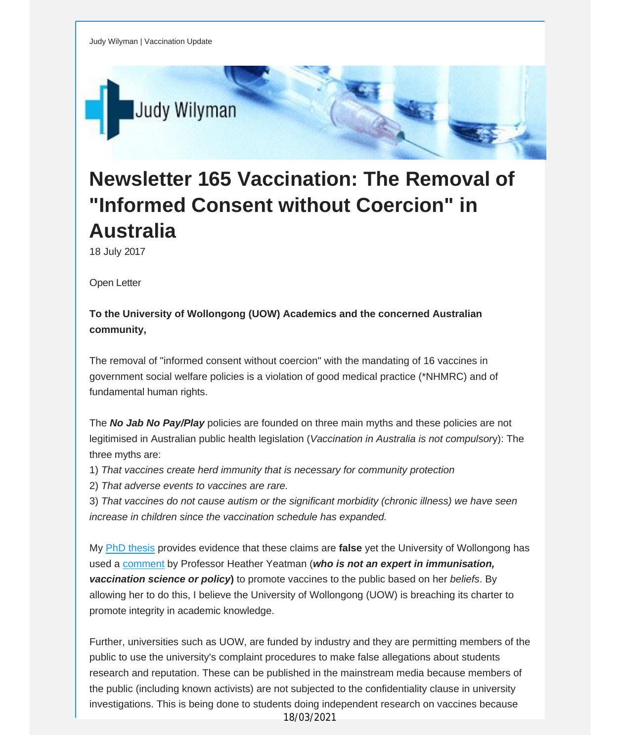Judy Wilyman | Vaccination Update

# Newsletter 165 Vaccination: The Removal of "Informed Consent without Coercion" in Australia

18 July 2017

Open Letter

**To the University of Wollongong (UOW) Academics and the concerned Australian community,**

The removal of "informed consent without coercion" with the mandating of 16 vaccines in government social welfare policies is a violation of good medical practice (*NHMRC) and of fundamental human rights.

The ***No Jab No Pay/Play*** policies are founded on three main myths and these policies are not legitimised in Australian public health legislation (*Vaccination in Australia is not compulsory*): The three myths are:

1) *That vaccines create herd immunity that is necessary for community protection*
2) *That adverse events to vaccines are rare.*
3) *That vaccines do not cause autism or the significant morbidity (chronic illness) we have seen increase in children since the vaccination schedule has expanded.*

My PhD thesis provides evidence that these claims are **false** yet the University of Wollongong has used a comment by Professor Heather Yeatman (***who is not an expert in immunisation, vaccination science or policy***) to promote vaccines to the public based on her *beliefs*. By allowing her to do this, I believe the University of Wollongong (UOW) is breaching its charter to promote integrity in academic knowledge.

Further, universities such as UOW, are funded by industry and they are permitting members of the public to use the university's complaint procedures to make false allegations about students research and reputation. These can be published in the mainstream media because members of the public (including known activists) are not subjected to the confidentiality clause in university investigations. This is being done to students doing independent research on vaccines because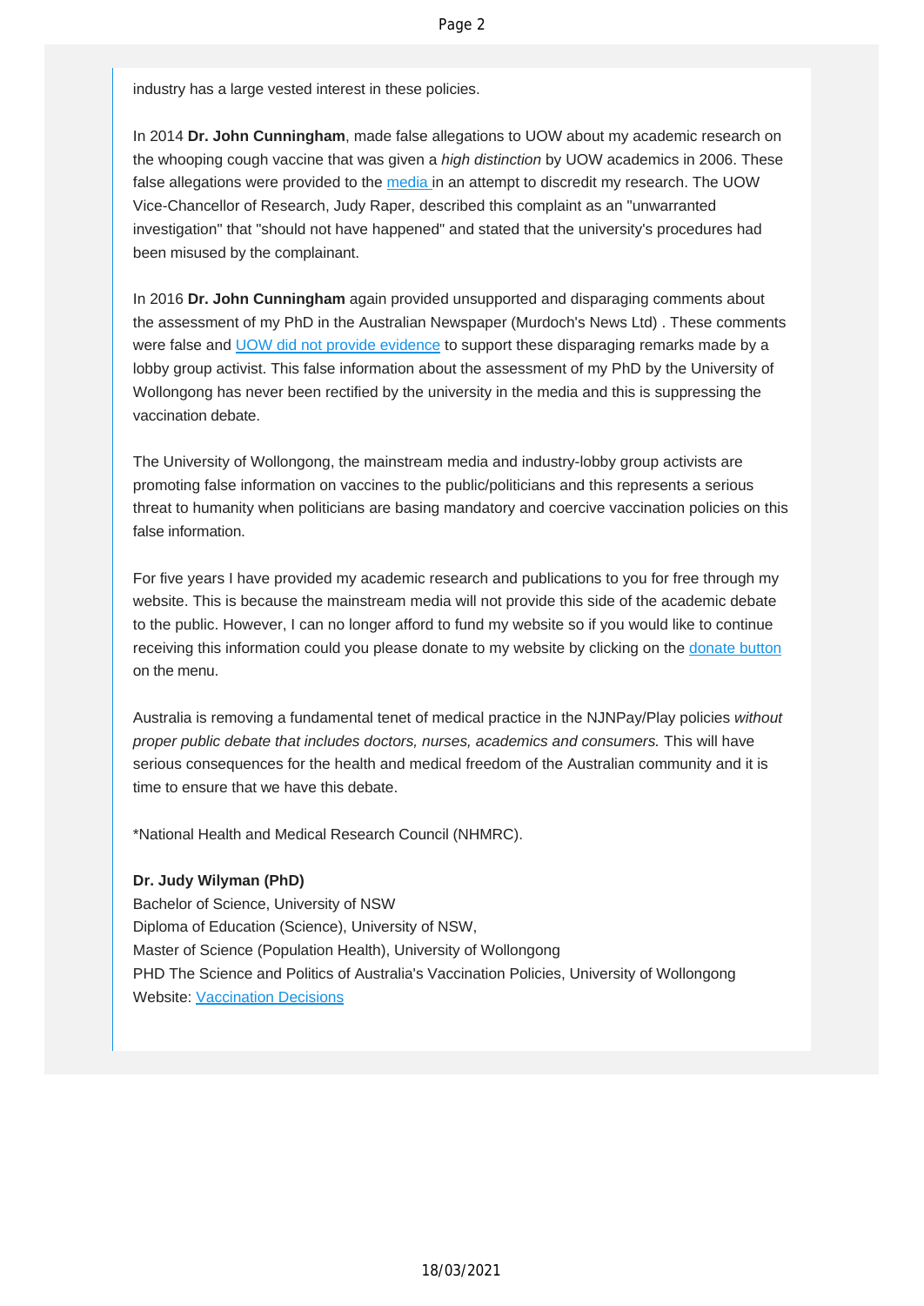industry has a large vested interest in these policies.

In 2014 **Dr. John Cunningham**, made false allegations to UOW about my academic research on the whooping cough vaccine that was given a *high distinction* by UOW academics in 2006. These false allegations were provided to the media in an attempt to discredit my research. The UOW Vice-Chancellor of Research, Judy Raper, described this complaint as an "unwarranted investigation" that "should not have happened" and stated that the university's procedures had been misused by the complainant.

In 2016 **Dr. John Cunningham** again provided unsupported and disparaging comments about the assessment of my PhD in the Australian Newspaper (Murdoch's News Ltd) . These comments were false and UOW did not provide evidence to support these disparaging remarks made by a lobby group activist. This false information about the assessment of my PhD by the University of Wollongong has never been rectified by the university in the media and this is suppressing the vaccination debate.

The University of Wollongong, the mainstream media and industry-lobby group activists are promoting false information on vaccines to the public/politicians and this represents a serious threat to humanity when politicians are basing mandatory and coercive vaccination policies on this false information.

For five years I have provided my academic research and publications to you for free through my website. This is because the mainstream media will not provide this side of the academic debate to the public. However, I can no longer afford to fund my website so if you would like to continue receiving this information could you please donate to my website by clicking on the donate button on the menu.

Australia is removing a fundamental tenet of medical practice in the NJNPay/Play policies *without proper public debate that includes doctors, nurses, academics and consumers.* This will have serious consequences for the health and medical freedom of the Australian community and it is time to ensure that we have this debate.

*National Health and Medical Research Council (NHMRC).

**Dr. Judy Wilyman (PhD)**
Bachelor of Science, University of NSW
Diploma of Education (Science), University of NSW,
Master of Science (Population Health), University of Wollongong
PHD The Science and Politics of Australia's Vaccination Policies, University of Wollongong
Website: Vaccination Decisions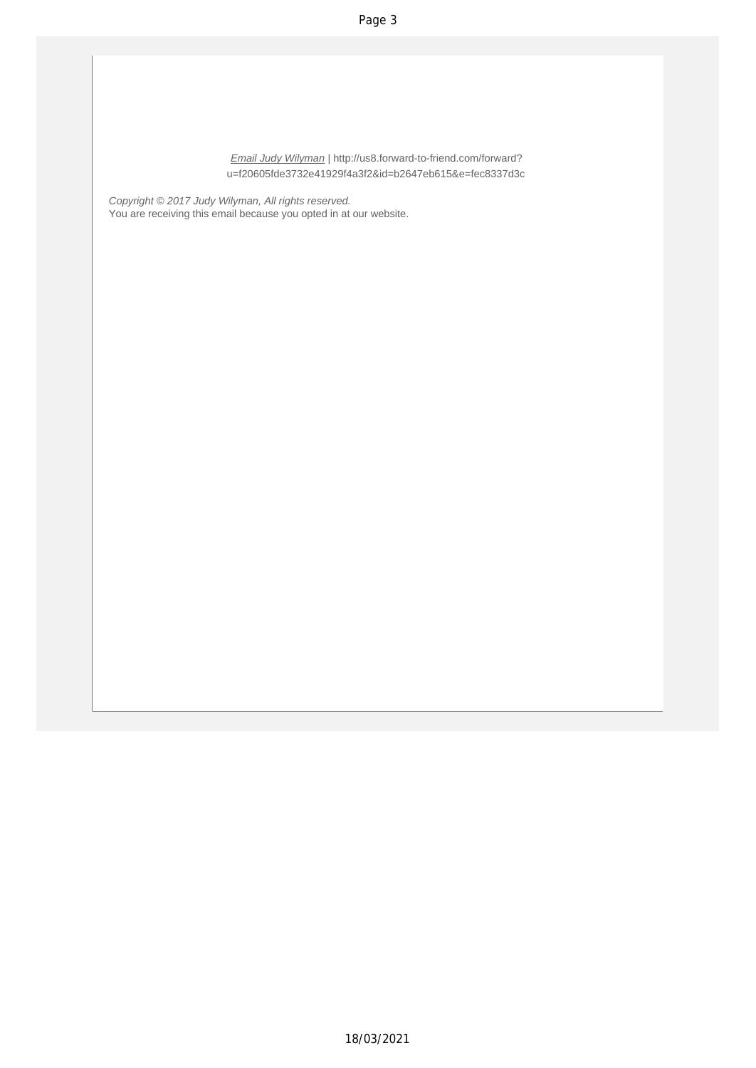*Email Judy Wilyman* | http://us8.forward-to-friend.com/forward?u=f20605fde3732e41929f4a3f2&id=b2647eb615&e=fec8337d3c

*Copyright © 2017 Judy Wilyman, All rights reserved.*
You are receiving this email because you opted in at our website.